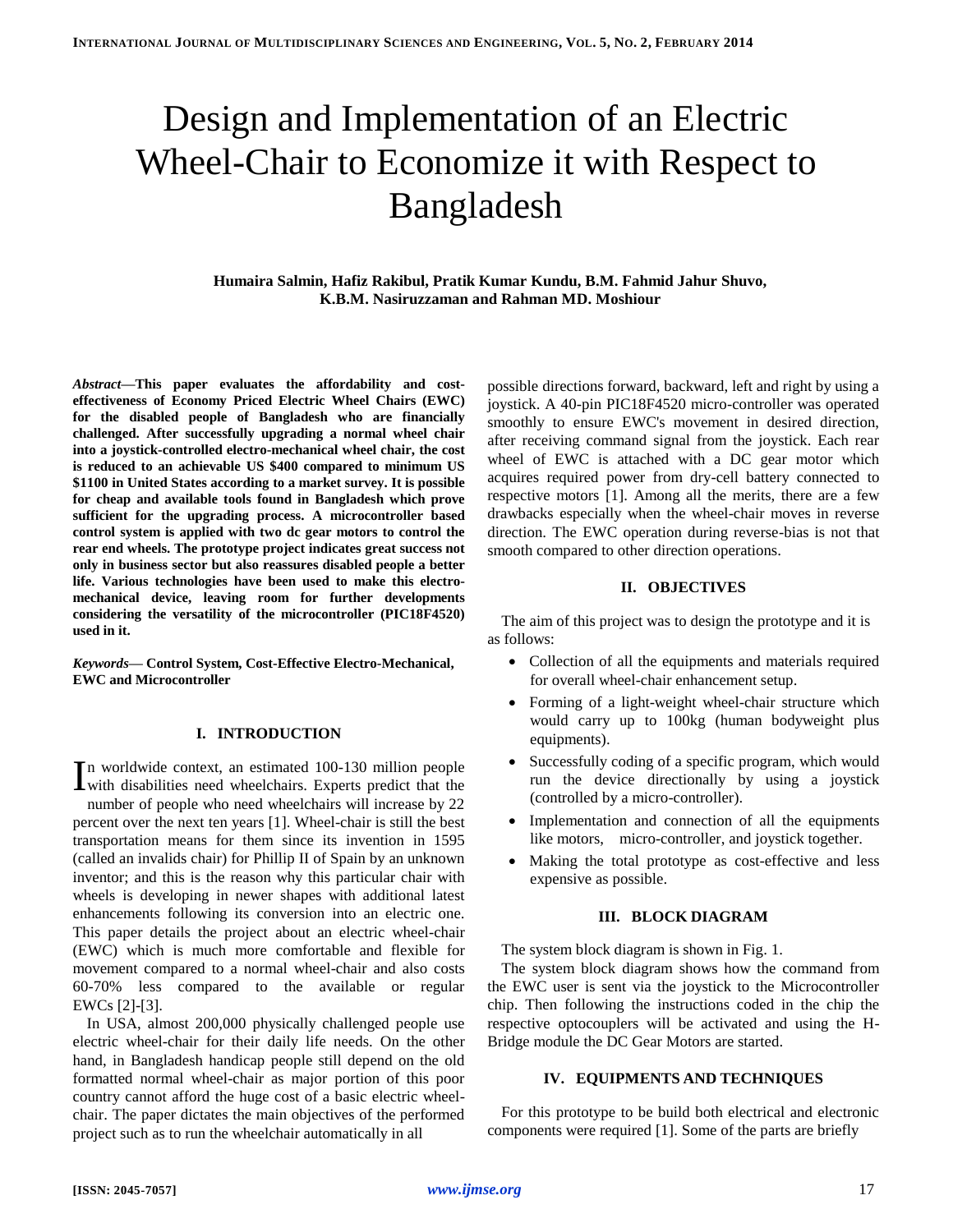# Design and Implementation of an Electric Wheel-Chair to Economize it with Respect to Bangladesh

**Humaira Salmin, Hafiz Rakibul, Pratik Kumar Kundu, B.M. Fahmid Jahur Shuvo, K.B.M. Nasiruzzaman and Rahman MD. Moshiour**

***Abstract*—This paper evaluates the affordability and cost-effectiveness of Economy Priced Electric Wheel Chairs (EWC) for the disabled people of Bangladesh who are financially challenged. After successfully upgrading a normal wheel chair into a joystick-controlled electro-mechanical wheel chair, the cost is reduced to an achievable US $400 compared to minimum US $1100 in United States according to a market survey. It is possible for cheap and available tools found in Bangladesh which prove sufficient for the upgrading process. A microcontroller based control system is applied with two dc gear motors to control the rear end wheels. The prototype project indicates great success not only in business sector but also reassures disabled people a better life. Various technologies have been used to make this electro-mechanical device, leaving room for further developments considering the versatility of the microcontroller (PIC18F4520) used in it.**

***Keywords*— Control System, Cost-Effective Electro-Mechanical, EWC and Microcontroller**

## I. INTRODUCTION

In worldwide context, an estimated 100-130 million people with disabilities need wheelchairs. Experts predict that the number of people who need wheelchairs will increase by 22 percent over the next ten years [1]. Wheel-chair is still the best transportation means for them since its invention in 1595 (called an invalids chair) for Phillip II of Spain by an unknown inventor; and this is the reason why this particular chair with wheels is developing in newer shapes with additional latest enhancements following its conversion into an electric one. This paper details the project about an electric wheel-chair (EWC) which is much more comfortable and flexible for movement compared to a normal wheel-chair and also costs 60-70% less compared to the available or regular EWCs [2]-[3].

In USA, almost 200,000 physically challenged people use electric wheel-chair for their daily life needs. On the other hand, in Bangladesh handicap people still depend on the old formatted normal wheel-chair as major portion of this poor country cannot afford the huge cost of a basic electric wheel-chair. The paper dictates the main objectives of the performed project such as to run the wheelchair automatically in all possible directions forward, backward, left and right by using a joystick. A 40-pin PIC18F4520 micro-controller was operated smoothly to ensure EWC's movement in desired direction, after receiving command signal from the joystick. Each rear wheel of EWC is attached with a DC gear motor which acquires required power from dry-cell battery connected to respective motors [1]. Among all the merits, there are a few drawbacks especially when the wheel-chair moves in reverse direction. The EWC operation during reverse-bias is not that smooth compared to other direction operations.

## II. OBJECTIVES

The aim of this project was to design the prototype and it is as follows:

- Collection of all the equipments and materials required for overall wheel-chair enhancement setup.
- Forming of a light-weight wheel-chair structure which would carry up to 100kg (human bodyweight plus equipments).
- Successfully coding of a specific program, which would run the device directionally by using a joystick (controlled by a micro-controller).
- Implementation and connection of all the equipments like motors, micro-controller, and joystick together.
- Making the total prototype as cost-effective and less expensive as possible.

## III. BLOCK DIAGRAM

The system block diagram is shown in Fig. 1.

The system block diagram shows how the command from the EWC user is sent via the joystick to the Microcontroller chip. Then following the instructions coded in the chip the respective optocouplers will be activated and using the H-Bridge module the DC Gear Motors are started.

## IV. EQUIPMENTS AND TECHNIQUES

For this prototype to be build both electrical and electronic components were required [1]. Some of the parts are briefly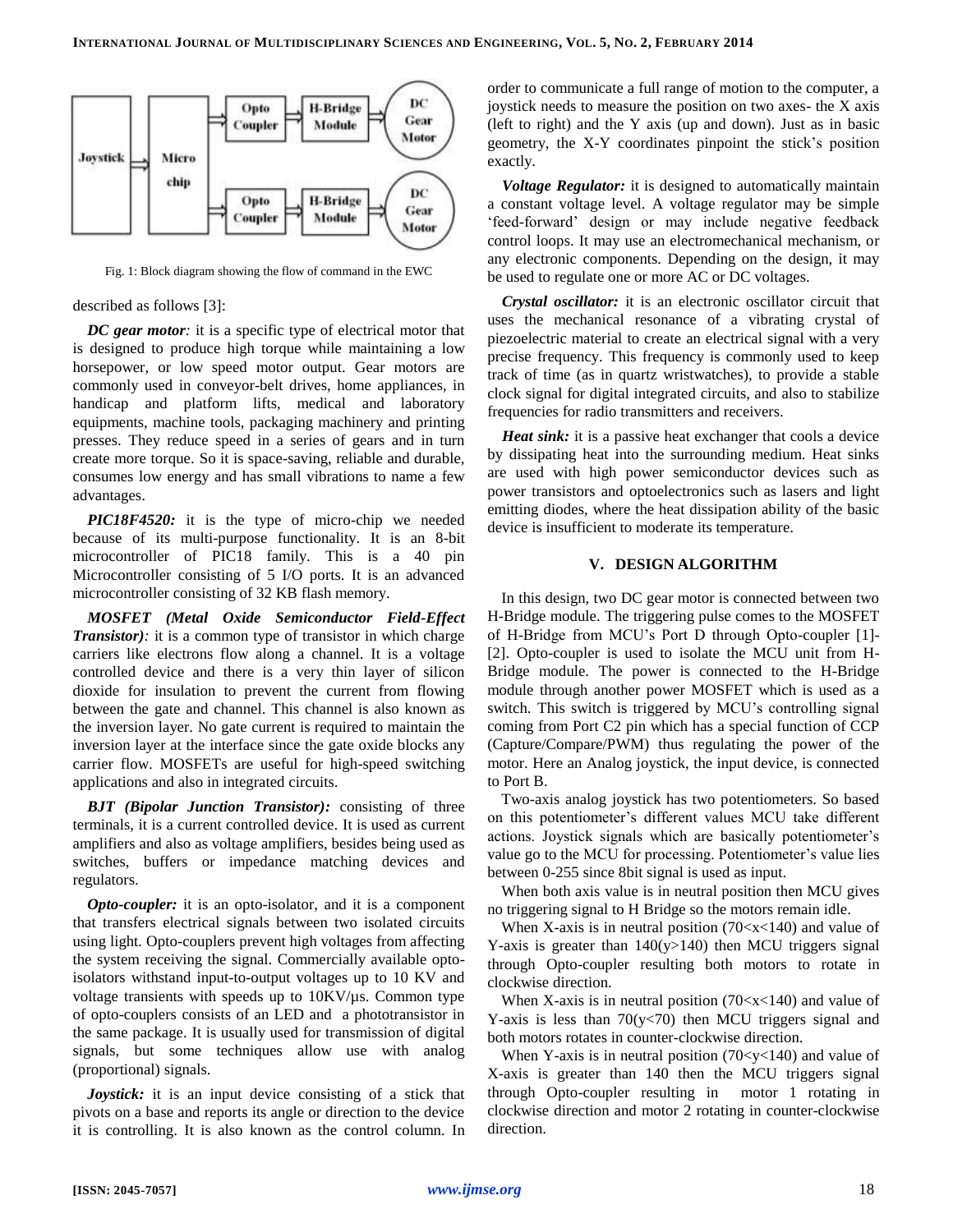Fig. 1: Block diagram showing the flow of command in the EWC

described as follows [3]:

***DC gear motor****:* it is a specific type of electrical motor that is designed to produce high torque while maintaining a low horsepower, or low speed motor output. Gear motors are commonly used in conveyor-belt drives, home appliances, in handicap and platform lifts, medical and laboratory equipments, machine tools, packaging machinery and printing presses. They reduce speed in a series of gears and in turn create more torque. So it is space-saving, reliable and durable, consumes low energy and has small vibrations to name a few advantages.

***PIC18F4520:*** it is the type of micro-chip we needed because of its multi-purpose functionality. It is an 8-bit microcontroller of PIC18 family. This is a 40 pin Microcontroller consisting of 5 I/O ports. It is an advanced microcontroller consisting of 32 KB flash memory.

***MOSFET (Metal Oxide Semiconductor Field-Effect Transistor)****:* it is a common type of transistor in which charge carriers like electrons flow along a channel. It is a voltage controlled device and there is a very thin layer of silicon dioxide for insulation to prevent the current from flowing between the gate and channel. This channel is also known as the inversion layer. No gate current is required to maintain the inversion layer at the interface since the gate oxide blocks any carrier flow. MOSFETs are useful for high-speed switching applications and also in integrated circuits.

***BJT (Bipolar Junction Transistor):*** consisting of three terminals, it is a current controlled device. It is used as current amplifiers and also as voltage amplifiers, besides being used as switches, buffers or impedance matching devices and regulators.

***Opto-coupler:*** it is an opto-isolator, and it is a component that transfers electrical signals between two isolated circuits using light. Opto-couplers prevent high voltages from affecting the system receiving the signal. Commercially available opto-isolators withstand input-to-output voltages up to 10 KV and voltage transients with speeds up to 10KV/μs. Common type of opto-couplers consists of an LED and a phototransistor in the same package. It is usually used for transmission of digital signals, but some techniques allow use with analog (proportional) signals.

***Joystick:*** it is an input device consisting of a stick that pivots on a base and reports its angle or direction to the device it is controlling. It is also known as the control column. In order to communicate a full range of motion to the computer, a joystick needs to measure the position on two axes- the X axis (left to right) and the Y axis (up and down). Just as in basic geometry, the X-Y coordinates pinpoint the stick's position exactly.

***Voltage Regulator:*** it is designed to automatically maintain a constant voltage level. A voltage regulator may be simple 'feed-forward' design or may include negative feedback control loops. It may use an electromechanical mechanism, or any electronic components. Depending on the design, it may be used to regulate one or more AC or DC voltages.

***Crystal oscillator:*** it is an electronic oscillator circuit that uses the mechanical resonance of a vibrating crystal of piezoelectric material to create an electrical signal with a very precise frequency. This frequency is commonly used to keep track of time (as in quartz wristwatches), to provide a stable clock signal for digital integrated circuits, and also to stabilize frequencies for radio transmitters and receivers.

***Heat sink:*** it is a passive heat exchanger that cools a device by dissipating heat into the surrounding medium. Heat sinks are used with high power semiconductor devices such as power transistors and optoelectronics such as lasers and light emitting diodes, where the heat dissipation ability of the basic device is insufficient to moderate its temperature.

## V. DESIGN ALGORITHM

In this design, two DC gear motor is connected between two H-Bridge module. The triggering pulse comes to the MOSFET of H-Bridge from MCU's Port D through Opto-coupler [1]-[2]. Opto-coupler is used to isolate the MCU unit from H-Bridge module. The power is connected to the H-Bridge module through another power MOSFET which is used as a switch. This switch is triggered by MCU's controlling signal coming from Port C2 pin which has a special function of CCP (Capture/Compare/PWM) thus regulating the power of the motor. Here an Analog joystick, the input device, is connected to Port B.

Two-axis analog joystick has two potentiometers. So based on this potentiometer's different values MCU take different actions. Joystick signals which are basically potentiometer's value go to the MCU for processing. Potentiometer's value lies between 0-255 since 8bit signal is used as input.

When both axis value is in neutral position then MCU gives no triggering signal to H Bridge so the motors remain idle.

When X-axis is in neutral position ($70<x<140$) and value of Y-axis is greater than 140($y>140$) then MCU triggers signal through Opto-coupler resulting both motors to rotate in clockwise direction.

When X-axis is in neutral position ($70<x<140$) and value of Y-axis is less than 70($y<70$) then MCU triggers signal and both motors rotates in counter-clockwise direction.

When Y-axis is in neutral position ($70<y<140$) and value of X-axis is greater than 140 then the MCU triggers signal through Opto-coupler resulting in motor 1 rotating in clockwise direction and motor 2 rotating in counter-clockwise direction.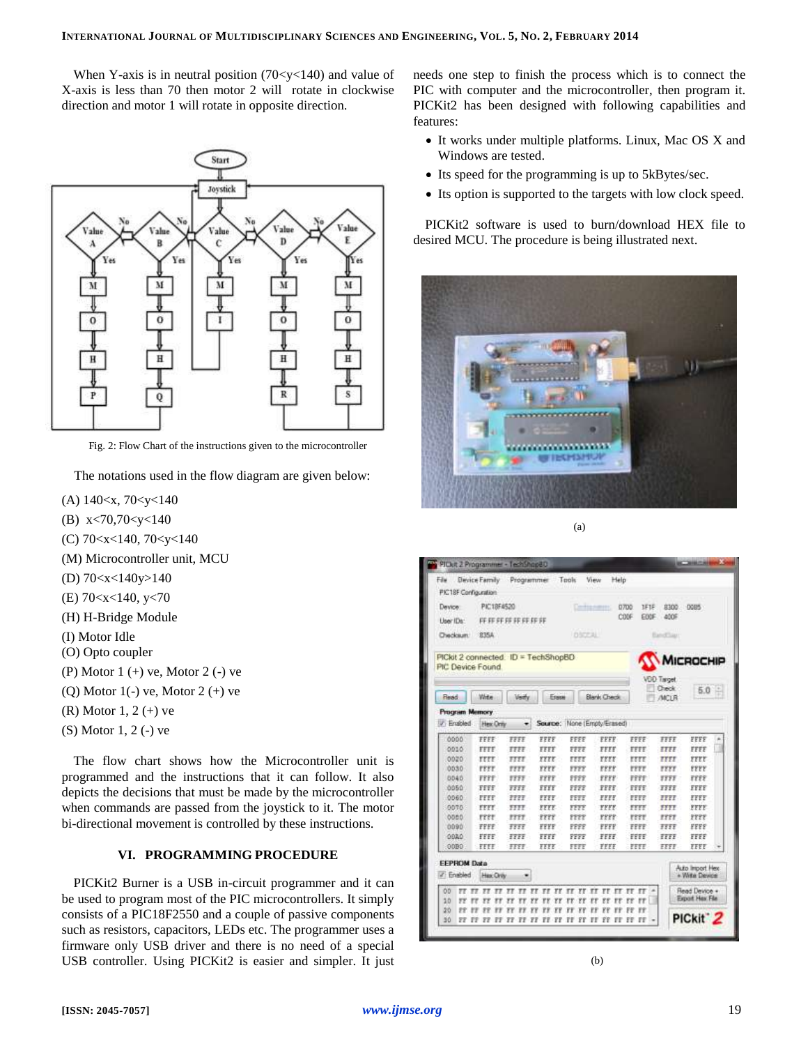When Y-axis is in neutral position (70<y<140) and value of X-axis is less than 70 then motor 2 will rotate in clockwise direction and motor 1 will rotate in opposite direction.

Fig. 2: Flow Chart of the instructions given to the microcontroller

The notations used in the flow diagram are given below:

(A) 140<x, 70<y<140

(B) x<70,70<y<140

(C) 70<x<140, 70<y<140

(M) Microcontroller unit, MCU

(D) 70<x<140y>140

(E) 70<x<140, y<70

(H) H-Bridge Module

(I) Motor Idle

(O) Opto coupler

(P) Motor 1 (+) ve, Motor 2 (-) ve

(Q) Motor 1(-) ve, Motor 2 (+) ve

(R) Motor 1, 2 (+) ve

(S) Motor 1, 2 (-) ve

The flow chart shows how the Microcontroller unit is programmed and the instructions that it can follow. It also depicts the decisions that must be made by the microcontroller when commands are passed from the joystick to it. The motor bi-directional movement is controlled by these instructions.

## VI. PROGRAMMING PROCEDURE

PICKit2 Burner is a USB in-circuit programmer and it can be used to program most of the PIC microcontrollers. It simply consists of a PIC18F2550 and a couple of passive components such as resistors, capacitors, LEDs etc. The programmer uses a firmware only USB driver and there is no need of a special USB controller. Using PICKit2 is easier and simpler. It just needs one step to finish the process which is to connect the PIC with computer and the microcontroller, then program it. PICKit2 has been designed with following capabilities and features:

- It works under multiple platforms. Linux, Mac OS X and Windows are tested.
- Its speed for the programming is up to 5kBytes/sec.
- Its option is supported to the targets with low clock speed.

PICKit2 software is used to burn/download HEX file to desired MCU. The procedure is being illustrated next.

(a)

(b)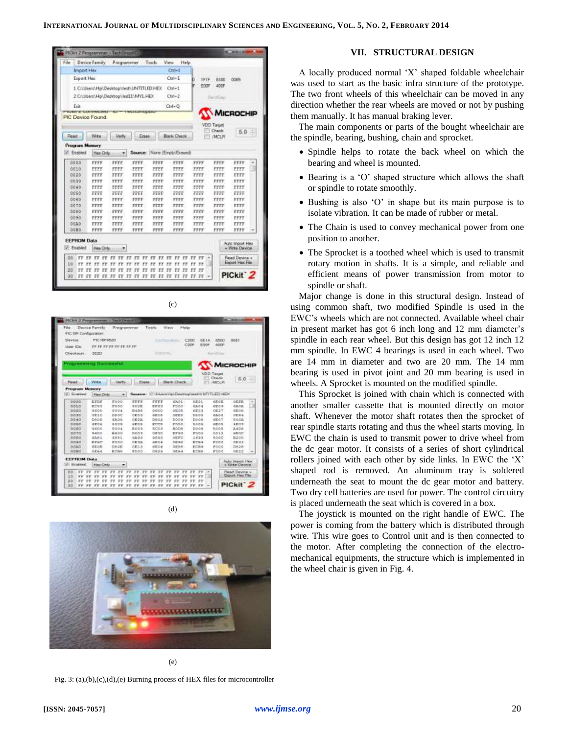(c)

(d)

(e)

Fig. 3: (a),(b),(c),(d),(e) Burning process of HEX files for microcontroller

## VII. STRUCTURAL DESIGN

A locally produced normal 'X' shaped foldable wheelchair was used to start as the basic infra structure of the prototype. The two front wheels of this wheelchair can be moved in any direction whether the rear wheels are moved or not by pushing them manually. It has manual braking lever.

The main components or parts of the bought wheelchair are the spindle, bearing, bushing, chain and sprocket.

- Spindle helps to rotate the back wheel on which the bearing and wheel is mounted.
- Bearing is a 'O' shaped structure which allows the shaft or spindle to rotate smoothly.
- Bushing is also 'O' in shape but its main purpose is to isolate vibration. It can be made of rubber or metal.
- The Chain is used to convey mechanical power from one position to another.
- The Sprocket is a toothed wheel which is used to transmit rotary motion in shafts. It is a simple, and reliable and efficient means of power transmission from motor to spindle or shaft.

Major change is done in this structural design. Instead of using common shaft, two modified Spindle is used in the EWC's wheels which are not connected. Available wheel chair in present market has got 6 inch long and 12 mm diameter's spindle in each rear wheel. But this design has got 12 inch 12 mm spindle. In EWC 4 bearings is used in each wheel. Two are 14 mm in diameter and two are 20 mm. The 14 mm bearing is used in pivot joint and 20 mm bearing is used in wheels. A Sprocket is mounted on the modified spindle.

This Sprocket is joined with chain which is connected with another smaller cassette that is mounted directly on motor shaft. Whenever the motor shaft rotates then the sprocket of rear spindle starts rotating and thus the wheel starts moving. In EWC the chain is used to transmit power to drive wheel from the dc gear motor. It consists of a series of short cylindrical rollers joined with each other by side links. In EWC the 'X' shaped rod is removed. An aluminum tray is soldered underneath the seat to mount the dc gear motor and battery. Two dry cell batteries are used for power. The control circuitry is placed underneath the seat which is covered in a box.

The joystick is mounted on the right handle of EWC. The power is coming from the battery which is distributed through wire. This wire goes to Control unit and is then connected to the motor. After completing the connection of the electro-mechanical equipments, the structure which is implemented in the wheel chair is given in Fig. 4.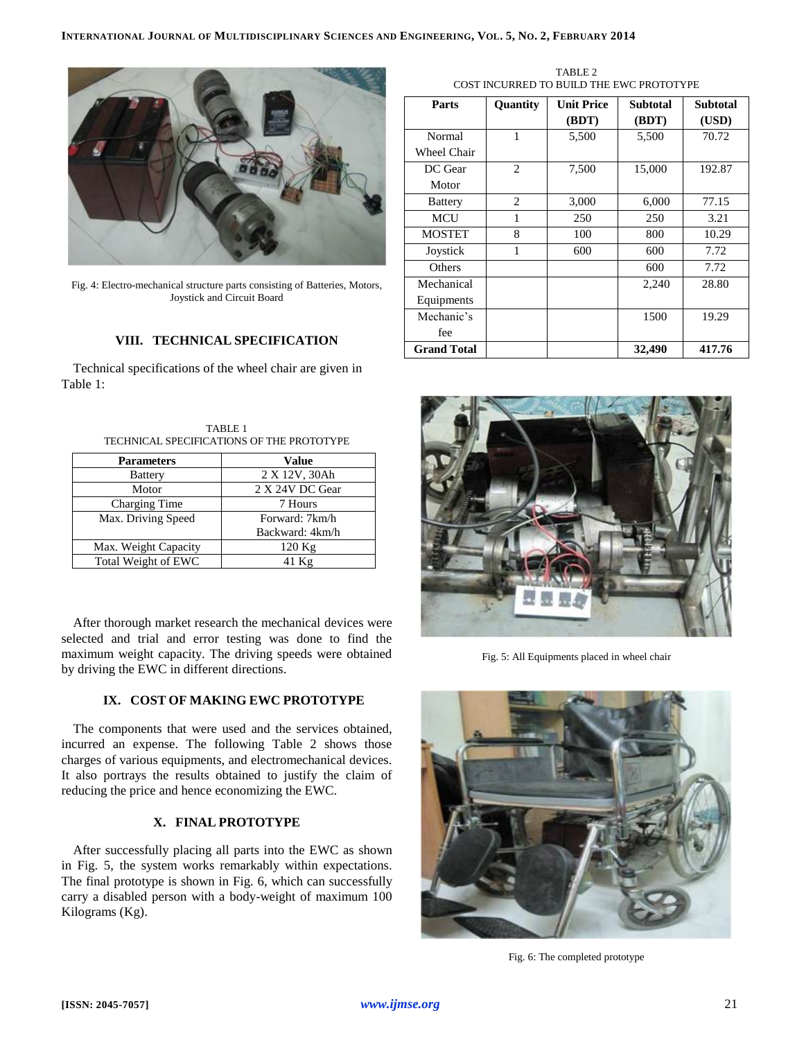Fig. 4: Electro-mechanical structure parts consisting of Batteries, Motors, Joystick and Circuit Board

## VIII. TECHNICAL SPECIFICATION

Technical specifications of the wheel chair are given in Table 1:

TABLE 1
TECHNICAL SPECIFICATIONS OF THE PROTOTYPE

| Parameters | Value |
|---|---|
| Battery | 2 X 12V, 30Ah |
| Motor | 2 X 24V DC Gear |
| Charging Time | 7 Hours |
| Max. Driving Speed | Forward: 7km/h Backward: 4km/h |
| Max. Weight Capacity | 120 Kg |
| Total Weight of EWC | 41 Kg |

After thorough market research the mechanical devices were selected and trial and error testing was done to find the maximum weight capacity. The driving speeds were obtained by driving the EWC in different directions.

## IX. COST OF MAKING EWC PROTOTYPE

The components that were used and the services obtained, incurred an expense. The following Table 2 shows those charges of various equipments, and electromechanical devices. It also portrays the results obtained to justify the claim of reducing the price and hence economizing the EWC.

## X. FINAL PROTOTYPE

After successfully placing all parts into the EWC as shown in Fig. 5, the system works remarkably within expectations. The final prototype is shown in Fig. 6, which can successfully carry a disabled person with a body-weight of maximum 100 Kilograms (Kg).

TABLE 2
COST INCURRED TO BUILD THE EWC PROTOTYPE

| Parts | Quantity | Unit Price (BDT) | Subtotal (BDT) | Subtotal (USD) |
|---|---|---|---|---|
| Normal Wheel Chair | 1 | 5,500 | 5,500 | 70.72 |
| DC Gear Motor | 2 | 7,500 | 15,000 | 192.87 |
| Battery | 2 | 3,000 | 6,000 | 77.15 |
| MCU | 1 | 250 | 250 | 3.21 |
| MOSTET | 8 | 100 | 800 | 10.29 |
| Joystick | 1 | 600 | 600 | 7.72 |
| Others | | | 600 | 7.72 |
| Mechanical Equipments | | | 2,240 | 28.80 |
| Mechanic's fee | | | 1500 | 19.29 |
| **Grand Total** | | | **32,490** | **417.76** |

Fig. 5: All Equipments placed in wheel chair

Fig. 6: The completed prototype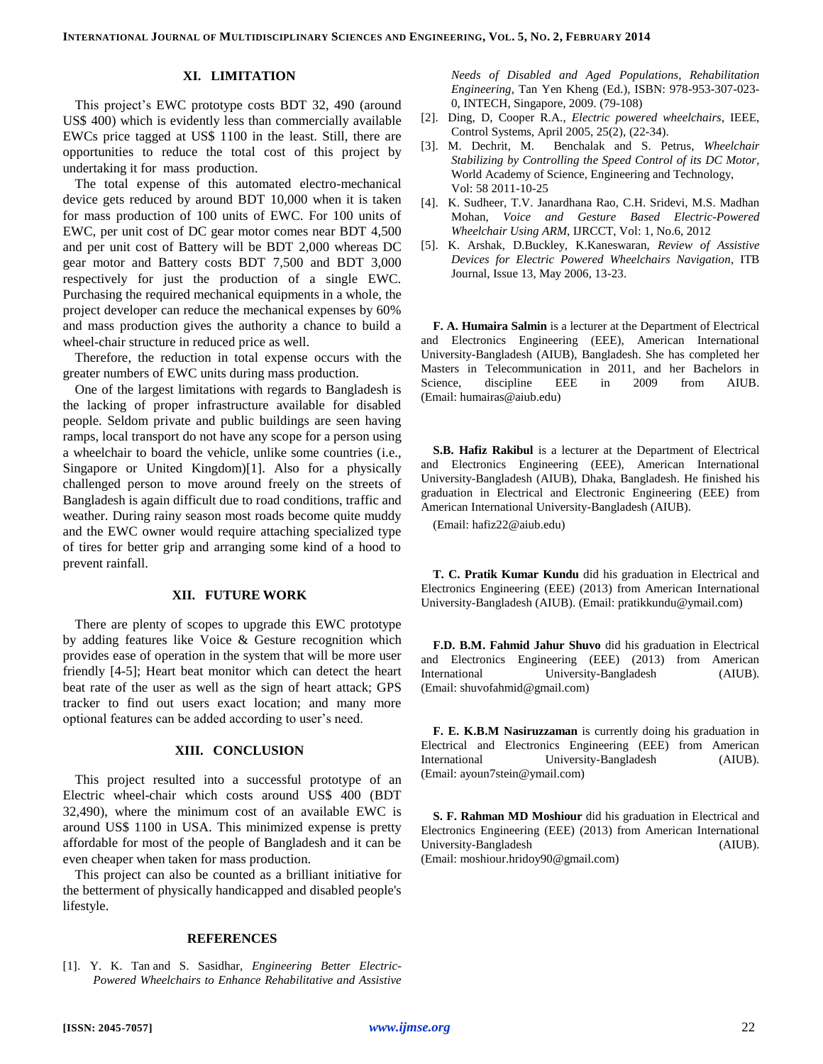## XI. LIMITATION

This project's EWC prototype costs BDT 32, 490 (around US$ 400) which is evidently less than commercially available EWCs price tagged at US$ 1100 in the least. Still, there are opportunities to reduce the total cost of this project by undertaking it for mass production.

The total expense of this automated electro-mechanical device gets reduced by around BDT 10,000 when it is taken for mass production of 100 units of EWC. For 100 units of EWC, per unit cost of DC gear motor comes near BDT 4,500 and per unit cost of Battery will be BDT 2,000 whereas DC gear motor and Battery costs BDT 7,500 and BDT 3,000 respectively for just the production of a single EWC. Purchasing the required mechanical equipments in a whole, the project developer can reduce the mechanical expenses by 60% and mass production gives the authority a chance to build a wheel-chair structure in reduced price as well.

Therefore, the reduction in total expense occurs with the greater numbers of EWC units during mass production.

One of the largest limitations with regards to Bangladesh is the lacking of proper infrastructure available for disabled people. Seldom private and public buildings are seen having ramps, local transport do not have any scope for a person using a wheelchair to board the vehicle, unlike some countries (i.e., Singapore or United Kingdom)[1]. Also for a physically challenged person to move around freely on the streets of Bangladesh is again difficult due to road conditions, traffic and weather. During rainy season most roads become quite muddy and the EWC owner would require attaching specialized type of tires for better grip and arranging some kind of a hood to prevent rainfall.

## XII. FUTURE WORK

There are plenty of scopes to upgrade this EWC prototype by adding features like Voice & Gesture recognition which provides ease of operation in the system that will be more user friendly [4-5]; Heart beat monitor which can detect the heart beat rate of the user as well as the sign of heart attack; GPS tracker to find out users exact location; and many more optional features can be added according to user's need.

## XIII. CONCLUSION

This project resulted into a successful prototype of an Electric wheel-chair which costs around US$ 400 (BDT 32,490), where the minimum cost of an available EWC is around US$ 1100 in USA. This minimized expense is pretty affordable for most of the people of Bangladesh and it can be even cheaper when taken for mass production.

This project can also be counted as a brilliant initiative for the betterment of physically handicapped and disabled people's lifestyle.

## REFERENCES

[1]. Y. K. Tan and S. Sasidhar, *Engineering Better Electric-Powered Wheelchairs to Enhance Rehabilitative and Assistive Needs of Disabled and Aged Populations, Rehabilitation Engineering*, Tan Yen Kheng (Ed.), ISBN: 978-953-307-023-0, INTECH, Singapore, 2009. (79-108)

[2]. Ding, D, Cooper R.A., *Electric powered wheelchairs*, IEEE, Control Systems, April 2005, 25(2), (22-34).

[3]. M. Dechrit, M. Benchalak and S. Petrus, *Wheelchair Stabilizing by Controlling the Speed Control of its DC Motor*, World Academy of Science, Engineering and Technology, Vol: 58 2011-10-25

[4]. K. Sudheer, T.V. Janardhana Rao, C.H. Sridevi, M.S. Madhan Mohan, *Voice and Gesture Based Electric-Powered Wheelchair Using ARM*, IJRCCT, Vol: 1, No.6, 2012

[5]. K. Arshak, D.Buckley, K.Kaneswaran, *Review of Assistive Devices for Electric Powered Wheelchairs Navigation*, ITB Journal, Issue 13, May 2006, 13-23.

**F. A. Humaira Salmin** is a lecturer at the Department of Electrical and Electronics Engineering (EEE), American International University-Bangladesh (AIUB), Bangladesh. She has completed her Masters in Telecommunication in 2011, and her Bachelors in Science, discipline EEE in 2009 from AIUB. (Email: humairas@aiub.edu)

**S.B. Hafiz Rakibul** is a lecturer at the Department of Electrical and Electronics Engineering (EEE), American International University-Bangladesh (AIUB), Dhaka, Bangladesh. He finished his graduation in Electrical and Electronic Engineering (EEE) from American International University-Bangladesh (AIUB).

(Email: hafiz22@aiub.edu)

**T. C. Pratik Kumar Kundu** did his graduation in Electrical and Electronics Engineering (EEE) (2013) from American International University-Bangladesh (AIUB). (Email: pratikkundu@ymail.com)

**F.D. B.M. Fahmid Jahur Shuvo** did his graduation in Electrical and Electronics Engineering (EEE) (2013) from American International University-Bangladesh (AIUB). (Email: shuvofahmid@gmail.com)

**F. E. K.B.M Nasiruzzaman** is currently doing his graduation in Electrical and Electronics Engineering (EEE) from American International University-Bangladesh (AIUB). (Email: ayoun7stein@ymail.com)

**S. F. Rahman MD Moshiour** did his graduation in Electrical and Electronics Engineering (EEE) (2013) from American International University-Bangladesh (AIUB). (Email: moshiour.hridoy90@gmail.com)